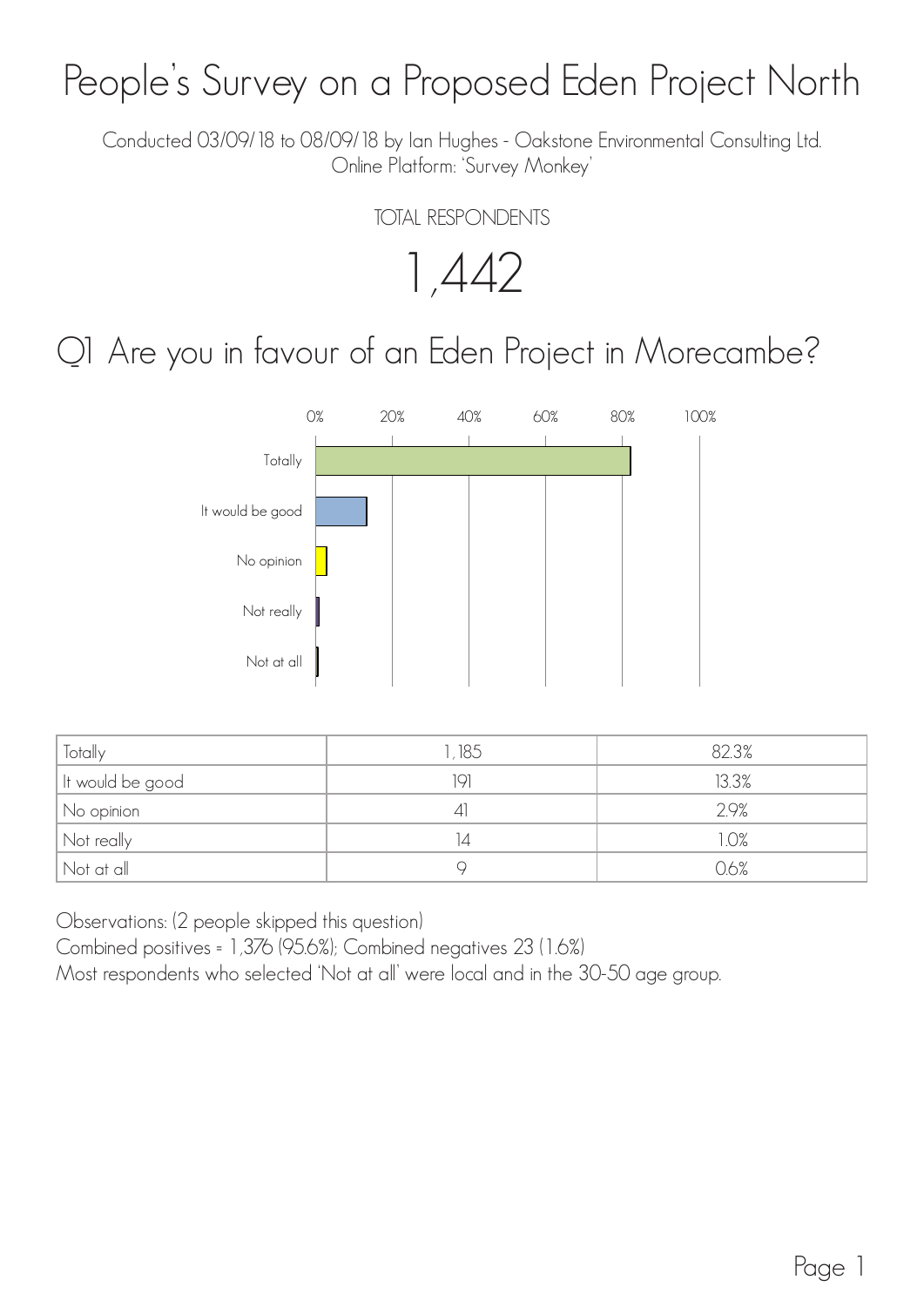# People's Survey on a Proposed Eden Project North

Conducted 03/09/18 to 08/09/18 by Ian Hughes - Oakstone Environmental Consulting Ltd.
Online Platform: 'Survey Monkey'

TOTAL RESPONDENTS

1,442

## Q1 Are you in favour of an Eden Project in Morecambe?

| | | |
|---|---|---|
| Totally | 1,185 | 82.3% |
| It would be good | 191 | 13.3% |
| No opinion | 41 | 2.9% |
| Not really | 14 | 1.0% |
| Not at all | 9 | 0.6% |

Observations: (2 people skipped this question)
Combined positives = 1,376 (95.6%); Combined negatives 23 (1.6%)
Most respondents who selected 'Not at all' were local and in the 30-50 age group.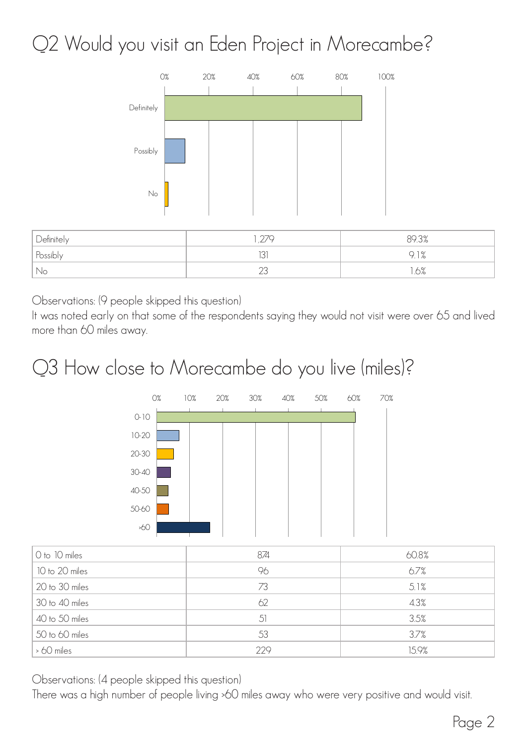# Q2 Would you visit an Eden Project in Morecambe?

| Definitely | 1,279 | 89.3% |
|---|---|---|
| Possibly | 131 | 9.1% |
| No | 23 | 1.6% |

Observations: (9 people skipped this question)
It was noted early on that some of the respondents saying they would not visit were over 65 and lived more than 60 miles away.

# Q3 How close to Morecambe do you live (miles)?

| 0 to 10 miles | 874 | 60.8% |
|---|---|---|
| 10 to 20 miles | 96 | 6.7% |
| 20 to 30 miles | 73 | 5.1% |
| 30 to 40 miles | 62 | 4.3% |
| 40 to 50 miles | 51 | 3.5% |
| 50 to 60 miles | 53 | 3.7% |
| > 60 miles | 229 | 15.9% |

Observations: (4 people skipped this question)
There was a high number of people living >60 miles away who were very positive and would visit.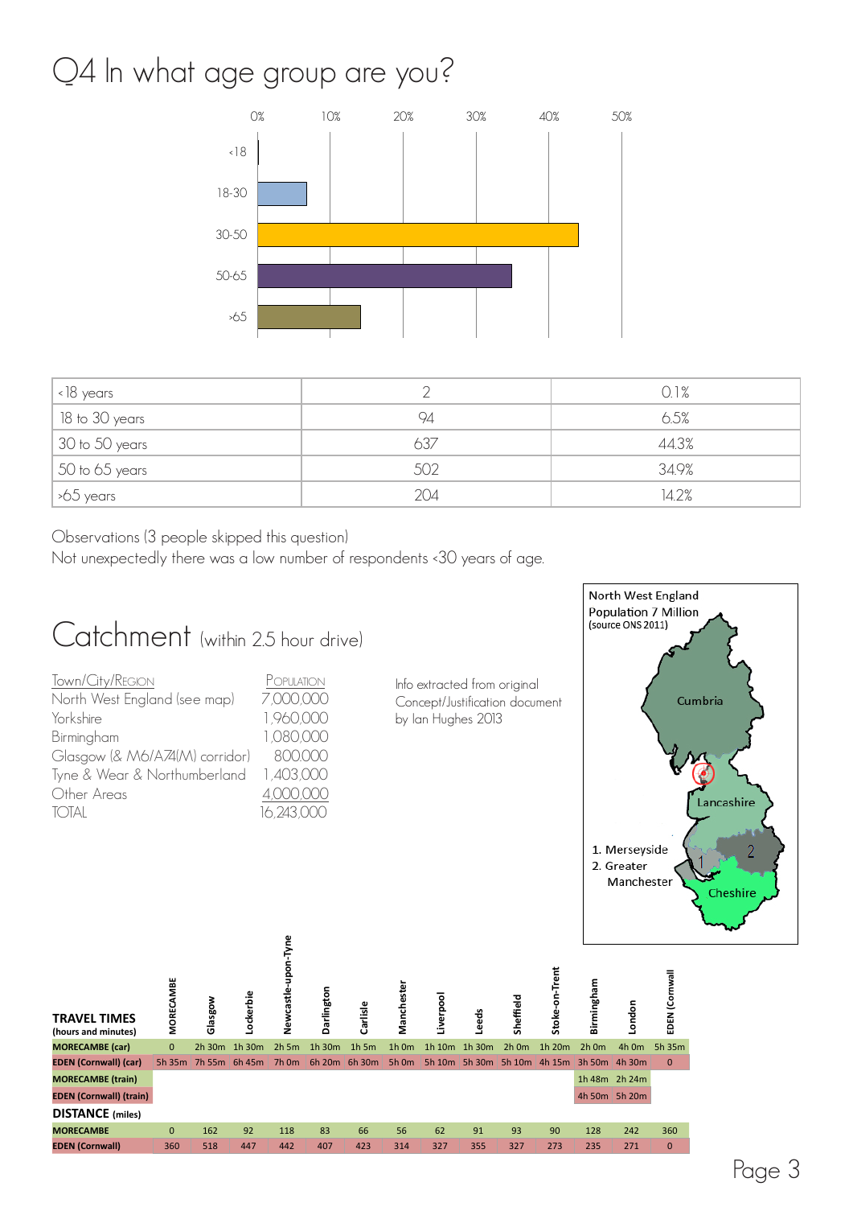# Q4 In what age group are you?

| <18 years | 2 | 0.1% |
|---|---|---|
| 18 to 30 years | 94 | 6.5% |
| 30 to 50 years | 637 | 44.3% |
| 50 to 65 years | 502 | 34.9% |
| >65 years | 204 | 14.2% |

Observations (3 people skipped this question)
Not unexpectedly there was a low number of respondents <30 years of age.

# Catchment (within 2.5 hour drive)

| Town/City/Region | Population |
|---|---|
| North West England (see map) | 7,000,000 |
| Yorkshire | 1,960,000 |
| Birmingham | 1,080,000 |
| Glasgow (& M6/A74(M) corridor) | 800,000 |
| Tyne & Wear & Northumberland | 1,403,000 |
| Other Areas | 4,000,000 |
| TOTAL | 16,243,000 |

Info extracted from original Concept/Justification document by Ian Hughes 2013

North West England
Population 7 Million
(source ONS 2011)

Cumbria
Lancashire
Cheshire
1. Merseyside
2. Greater Manchester

**TRAVEL TIMES** (hours and minutes)

| | MORECAMBE | Glasgow | Lockerbie | Newcastle-upon-Tyne | Darlington | Carlisle | Manchester | Liverpool | Leeds | Sheffield | Stoke-on-Trent | Birmingham | London | EDEN (Cornwall) |
|---|---|---|---|---|---|---|---|---|---|---|---|---|---|---|
| MORECAMBE (car) | 0 | 2h 30m | 1h 30m | 2h 5m | 1h 30m | 1h 5m | 1h 0m | 1h 10m | 1h 30m | 2h 0m | 1h 20m | 2h 0m | 4h 0m | 5h 35m |
| EDEN (Cornwall) (car) | 5h 35m | 7h 55m | 6h 45m | 7h 0m | 6h 20m | 6h 30m | 5h 0m | 5h 10m | 5h 30m | 5h 10m | 4h 15m | 3h 50m | 4h 30m | 0 |
| MORECAMBE (train) | | | | | | | | | | | | 1h 48m | 2h 24m | |
| EDEN (Cornwall) (train) | | | | | | | | | | | | 4h 50m | 5h 20m | |

**DISTANCE** (miles)

| | MORECAMBE | Glasgow | Lockerbie | Newcastle-upon-Tyne | Darlington | Carlisle | Manchester | Liverpool | Leeds | Sheffield | Stoke-on-Trent | Birmingham | London | EDEN (Cornwall) |
|---|---|---|---|---|---|---|---|---|---|---|---|---|---|---|
| MORECAMBE | 0 | 162 | 92 | 118 | 83 | 66 | 56 | 62 | 91 | 93 | 90 | 128 | 242 | 360 |
| EDEN (Cornwall) | 360 | 518 | 447 | 442 | 407 | 423 | 314 | 327 | 355 | 327 | 273 | 235 | 271 | 0 |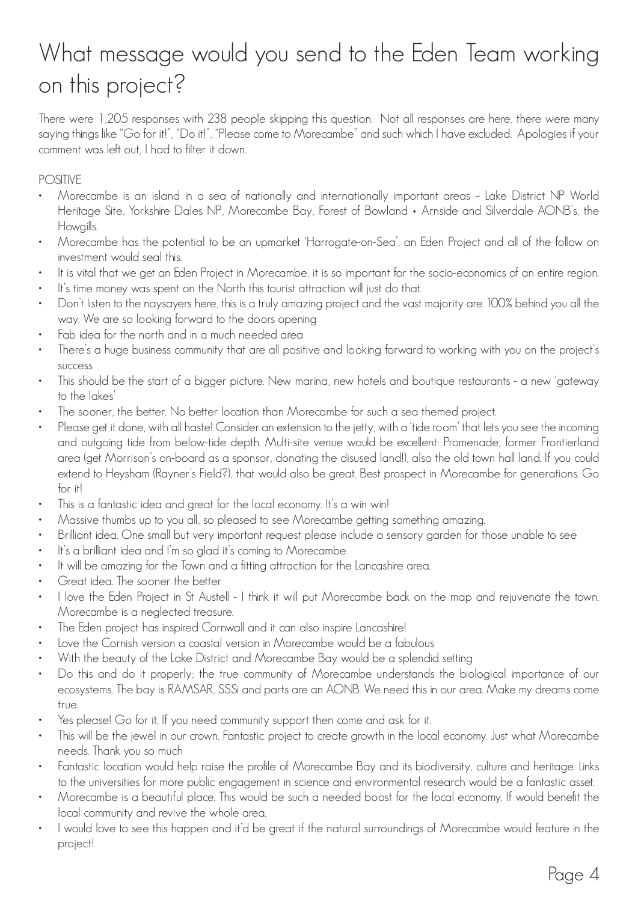# What message would you send to the Eden Team working on this project?

There were 1,205 responses with 238 people skipping this question. Not all responses are here, there were many saying things like "Go for it!", "Do it!", "Please come to Morecambe" and such which I have excluded. Apologies if your comment was left out, I had to filter it down.

POSITIVE

- Morecambe is an island in a sea of nationally and internationally important areas – Lake District NP World Heritage Site, Yorkshire Dales NP, Morecambe Bay, Forest of Bowland + Arnside and Silverdale AONB's, the Howgills.
- Morecambe has the potential to be an upmarket 'Harrogate-on-Sea', an Eden Project and all of the follow on investment would seal this.
- It is vital that we get an Eden Project in Morecambe, it is so important for the socio-economics of an entire region.
- It's time money was spent on the North this tourist attraction will just do that.
- Don't listen to the naysayers here, this is a truly amazing project and the vast majority are 100% behind you all the way. We are so looking forward to the doors opening
- Fab idea for the north and in a much needed area
- There's a huge business community that are all positive and looking forward to working with you on the project's success
- This should be the start of a bigger picture. New marina, new hotels and boutique restaurants - a new 'gateway to the lakes'
- The sooner, the better. No better location than Morecambe for such a sea themed project.
- Please get it done, with all haste! Consider an extension to the jetty, with a 'tide room' that lets you see the incoming and outgoing tide from below-tide depth. Multi-site venue would be excellent: Promenade, former Frontierland area (get Morrison's on-board as a sponsor, donating the disused land!), also the old town hall land. If you could extend to Heysham (Rayner's Field?), that would also be great. Best prospect in Morecambe for generations. Go for it!
- This is a fantastic idea and great for the local economy. It's a win win!
- Massive thumbs up to you all, so pleased to see Morecambe getting something amazing.
- Brilliant idea. One small but very important request please include a sensory garden for those unable to see
- It's a brilliant idea and I'm so glad it's coming to Morecambe
- It will be amazing for the Town and a fitting attraction for the Lancashire area.
- Great idea. The sooner the better
- I love the Eden Project in St Austell - I think it will put Morecambe back on the map and rejuvenate the town. Morecambe is a neglected treasure.
- The Eden project has inspired Cornwall and it can also inspire Lancashire!
- Love the Cornish version a coastal version in Morecambe would be a fabulous
- With the beauty of the Lake District and Morecambe Bay would be a splendid setting
- Do this and do it properly; the true community of Morecambe understands the biological importance of our ecosystems. The bay is RAMSAR, SSSi and parts are an AONB. We need this in our area. Make my dreams come true.
- Yes please! Go for it. If you need community support then come and ask for it.
- This will be the jewel in our crown. Fantastic project to create growth in the local economy. Just what Morecambe needs. Thank you so much
- Fantastic location would help raise the profile of Morecambe Bay and its biodiversity, culture and heritage. Links to the universities for more public engagement in science and environmental research would be a fantastic asset.
- Morecambe is a beautiful place. This would be such a needed boost for the local economy. If would benefit the local community and revive the whole area.
- I would love to see this happen and it'd be great if the natural surroundings of Morecambe would feature in the project!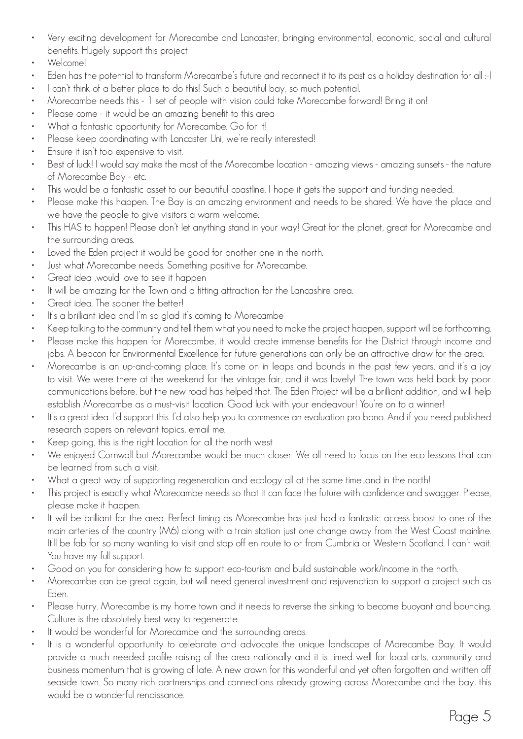- Very exciting development for Morecambe and Lancaster, bringing environmental, economic, social and cultural benefits. Hugely support this project
- Welcome!
- Eden has the potential to transform Morecambe's future and reconnect it to its past as a holiday destination for all :-)
- I can't think of a better place to do this! Such a beautiful bay, so much potential.
- Morecambe needs this - 1 set of people with vision could take Morecambe forward! Bring it on!
- Please come - it would be an amazing benefit to this area
- What a fantastic opportunity for Morecambe. Go for it!
- Please keep coordinating with Lancaster Uni, we're really interested!
- Ensure it isn't too expensive to visit.
- Best of luck! I would say make the most of the Morecambe location - amazing views - amazing sunsets - the nature of Morecambe Bay - etc.
- This would be a fantastic asset to our beautiful coastline. I hope it gets the support and funding needed.
- Please make this happen. The Bay is an amazing environment and needs to be shared. We have the place and we have the people to give visitors a warm welcome.
- This HAS to happen! Please don't let anything stand in your way! Great for the planet, great for Morecambe and the surrounding areas.
- Loved the Eden project it would be good for another one in the north.
- Just what Morecambe needs. Something positive for Morecambe.
- Great idea ,would love to see it happen
- It will be amazing for the Town and a fitting attraction for the Lancashire area.
- Great idea. The sooner the better!
- It's a brilliant idea and I'm so glad it's coming to Morecambe
- Keep talking to the community and tell them what you need to make the project happen, support will be forthcoming.
- Please make this happen for Morecambe, it would create immense benefits for the District through income and jobs. A beacon for Environmental Excellence for future generations can only be an attractive draw for the area.
- Morecambe is an up-and-coming place. It's come on in leaps and bounds in the past few years, and it's a joy to visit. We were there at the weekend for the vintage fair, and it was lovely! The town was held back by poor communications before, but the new road has helped that. The Eden Project will be a brilliant addition, and will help establish Morecambe as a must-visit location. Good luck with your endeavour! You're on to a winner!
- It's a great idea. I'd support this. I'd also help you to commence an evaluation pro bono. And if you need published research papers on relevant topics, email me.
- Keep going, this is the right location for all the north west
- We enjoyed Cornwall but Morecambe would be much closer. We all need to focus on the eco lessons that can be learned from such a visit.
- What a great way of supporting regeneration and ecology all at the same time...and in the north!
- This project is exactly what Morecambe needs so that it can face the future with confidence and swagger. Please, please make it happen.
- It will be brilliant for the area. Perfect timing as Morecambe has just had a fantastic access boost to one of the main arteries of the country (M6) along with a train station just one change away from the West Coast mainline. It'll be fab for so many wanting to visit and stop off en route to or from Cumbria or Western Scotland. I can't wait. You have my full support.
- Good on you for considering how to support eco-tourism and build sustainable work/income in the north.
- Morecambe can be great again, but will need general investment and rejuvenation to support a project such as Eden.
- Please hurry. Morecambe is my home town and it needs to reverse the sinking to become buoyant and bouncing. Culture is the absolutely best way to regenerate.
- It would be wonderful for Morecambe and the surrounding areas.
- It is a wonderful opportunity to celebrate and advocate the unique landscape of Morecambe Bay. It would provide a much needed profile raising of the area nationally and it is timed well for local arts, community and business momentum that is growing of late. A new crown for this wonderful and yet often forgotten and written off seaside town. So many rich partnerships and connections already growing across Morecambe and the bay, this would be a wonderful renaissance.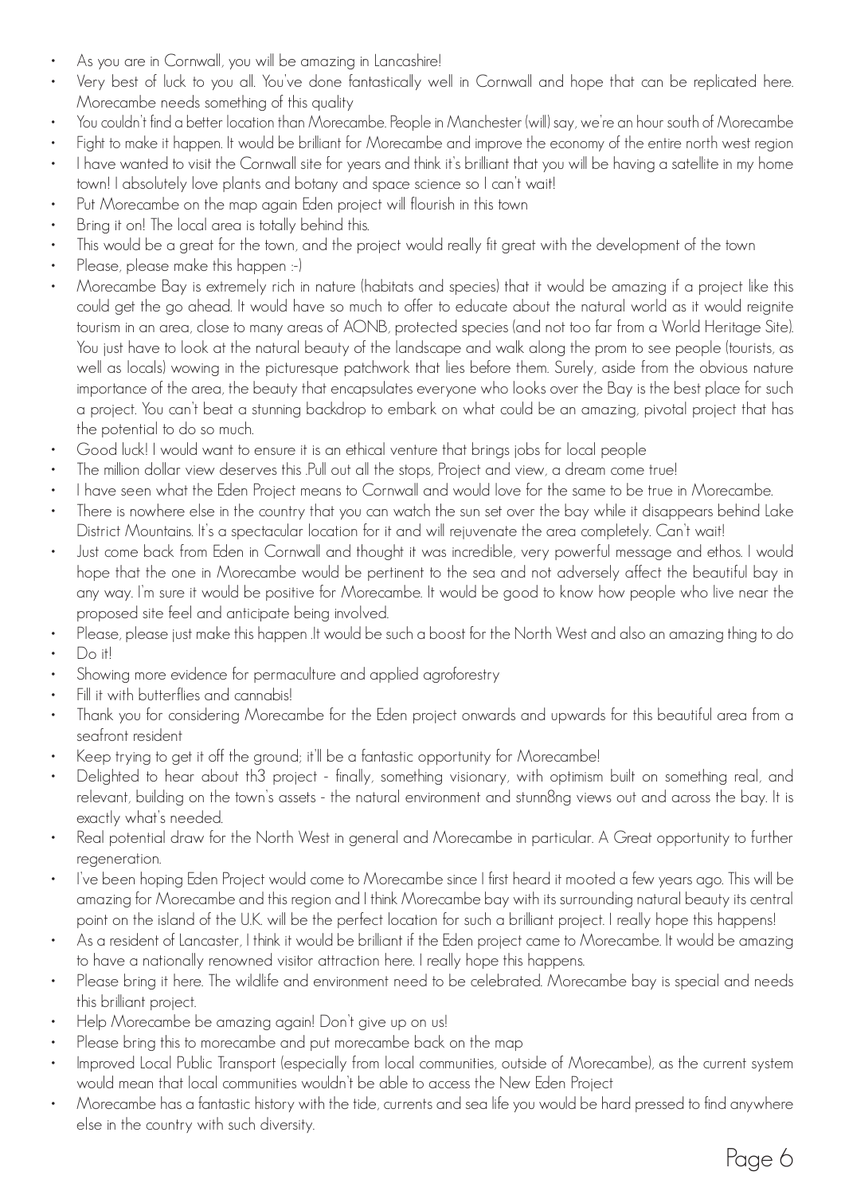- As you are in Cornwall, you will be amazing in Lancashire!
- Very best of luck to you all. You've done fantastically well in Cornwall and hope that can be replicated here. Morecambe needs something of this quality
- You couldn't find a better location than Morecambe. People in Manchester (will) say, we're an hour south of Morecambe
- Fight to make it happen. It would be brilliant for Morecambe and improve the economy of the entire north west region
- I have wanted to visit the Cornwall site for years and think it's brilliant that you will be having a satellite in my home town! I absolutely love plants and botany and space science so I can't wait!
- Put Morecambe on the map again Eden project will flourish in this town
- Bring it on! The local area is totally behind this.
- This would be a great for the town, and the project would really fit great with the development of the town
- Please, please make this happen :-)
- Morecambe Bay is extremely rich in nature (habitats and species) that it would be amazing if a project like this could get the go ahead. It would have so much to offer to educate about the natural world as it would reignite tourism in an area, close to many areas of AONB, protected species (and not too far from a World Heritage Site). You just have to look at the natural beauty of the landscape and walk along the prom to see people (tourists, as well as locals) wowing in the picturesque patchwork that lies before them. Surely, aside from the obvious nature importance of the area, the beauty that encapsulates everyone who looks over the Bay is the best place for such a project. You can't beat a stunning backdrop to embark on what could be an amazing, pivotal project that has the potential to do so much.
- Good luck! I would want to ensure it is an ethical venture that brings jobs for local people
- The million dollar view deserves this .Pull out all the stops, Project and view, a dream come true!
- I have seen what the Eden Project means to Cornwall and would love for the same to be true in Morecambe.
- There is nowhere else in the country that you can watch the sun set over the bay while it disappears behind Lake District Mountains. It's a spectacular location for it and will rejuvenate the area completely. Can't wait!
- Just come back from Eden in Cornwall and thought it was incredible, very powerful message and ethos. I would hope that the one in Morecambe would be pertinent to the sea and not adversely affect the beautiful bay in any way. I'm sure it would be positive for Morecambe. It would be good to know how people who live near the proposed site feel and anticipate being involved.
- Please, please just make this happen .It would be such a boost for the North West and also an amazing thing to do
- Do it!
- Showing more evidence for permaculture and applied agroforestry
- Fill it with butterflies and cannabis!
- Thank you for considering Morecambe for the Eden project onwards and upwards for this beautiful area from a seafront resident
- Keep trying to get it off the ground; it'll be a fantastic opportunity for Morecambe!
- Delighted to hear about th3 project - finally, something visionary, with optimism built on something real, and relevant, building on the town's assets - the natural environment and stunn8ng views out and across the bay. It is exactly what's needed.
- Real potential draw for the North West in general and Morecambe in particular. A Great opportunity to further regeneration.
- I've been hoping Eden Project would come to Morecambe since I first heard it mooted a few years ago. This will be amazing for Morecambe and this region and I think Morecambe bay with its surrounding natural beauty its central point on the island of the U.K. will be the perfect location for such a brilliant project. I really hope this happens!
- As a resident of Lancaster, I think it would be brilliant if the Eden project came to Morecambe. It would be amazing to have a nationally renowned visitor attraction here. I really hope this happens.
- Please bring it here. The wildlife and environment need to be celebrated. Morecambe bay is special and needs this brilliant project.
- Help Morecambe be amazing again! Don't give up on us!
- Please bring this to morecambe and put morecambe back on the map
- Improved Local Public Transport (especially from local communities, outside of Morecambe), as the current system would mean that local communities wouldn't be able to access the New Eden Project
- Morecambe has a fantastic history with the tide, currents and sea life you would be hard pressed to find anywhere else in the country with such diversity.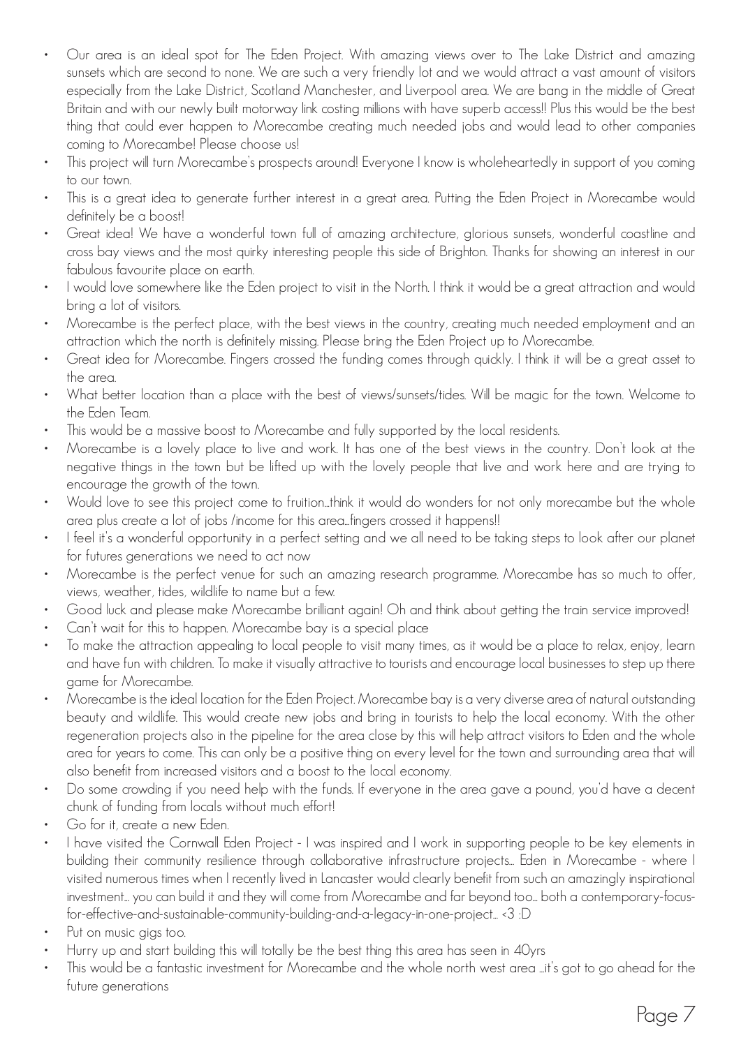- Our area is an ideal spot for The Eden Project. With amazing views over to The Lake District and amazing sunsets which are second to none. We are such a very friendly lot and we would attract a vast amount of visitors especially from the Lake District, Scotland Manchester, and Liverpool area. We are bang in the middle of Great Britain and with our newly built motorway link costing millions with have superb access!! Plus this would be the best thing that could ever happen to Morecambe creating much needed jobs and would lead to other companies coming to Morecambe! Please choose us!
- This project will turn Morecambe's prospects around! Everyone I know is wholeheartedly in support of you coming to our town.
- This is a great idea to generate further interest in a great area. Putting the Eden Project in Morecambe would definitely be a boost!
- Great idea! We have a wonderful town full of amazing architecture, glorious sunsets, wonderful coastline and cross bay views and the most quirky interesting people this side of Brighton. Thanks for showing an interest in our fabulous favourite place on earth.
- I would love somewhere like the Eden project to visit in the North. I think it would be a great attraction and would bring a lot of visitors.
- Morecambe is the perfect place, with the best views in the country, creating much needed employment and an attraction which the north is definitely missing. Please bring the Eden Project up to Morecambe.
- Great idea for Morecambe. Fingers crossed the funding comes through quickly. I think it will be a great asset to the area.
- What better location than a place with the best of views/sunsets/tides. Will be magic for the town. Welcome to the Eden Team.
- This would be a massive boost to Morecambe and fully supported by the local residents.
- Morecambe is a lovely place to live and work. It has one of the best views in the country. Don't look at the negative things in the town but be lifted up with the lovely people that live and work here and are trying to encourage the growth of the town.
- Would love to see this project come to fruition...think it would do wonders for not only morecambe but the whole area plus create a lot of jobs /income for this area...fingers crossed it happens!!
- I feel it's a wonderful opportunity in a perfect setting and we all need to be taking steps to look after our planet for futures generations we need to act now
- Morecambe is the perfect venue for such an amazing research programme. Morecambe has so much to offer, views, weather, tides, wildlife to name but a few.
- Good luck and please make Morecambe brilliant again! Oh and think about getting the train service improved!
- Can't wait for this to happen. Morecambe bay is a special place
- To make the attraction appealing to local people to visit many times, as it would be a place to relax, enjoy, learn and have fun with children. To make it visually attractive to tourists and encourage local businesses to step up there game for Morecambe.
- Morecambe is the ideal location for the Eden Project. Morecambe bay is a very diverse area of natural outstanding beauty and wildlife. This would create new jobs and bring in tourists to help the local economy. With the other regeneration projects also in the pipeline for the area close by this will help attract visitors to Eden and the whole area for years to come. This can only be a positive thing on every level for the town and surrounding area that will also benefit from increased visitors and a boost to the local economy.
- Do some crowding if you need help with the funds. If everyone in the area gave a pound, you'd have a decent chunk of funding from locals without much effort!
- Go for it, create a new Eden.
- I have visited the Cornwall Eden Project - I was inspired and I work in supporting people to be key elements in building their community resilience through collaborative infrastructure projects... Eden in Morecambe - where I visited numerous times when I recently lived in Lancaster would clearly benefit from such an amazingly inspirational investment... you can build it and they will come from Morecambe and far beyond too... both a contemporary-focus-for-effective-and-sustainable-community-building-and-a-legacy-in-one-project... <3 :D
- Put on music gigs too.
- Hurry up and start building this will totally be the best thing this area has seen in 40yrs
- This would be a fantastic investment for Morecambe and the whole north west area ...it's got to go ahead for the future generations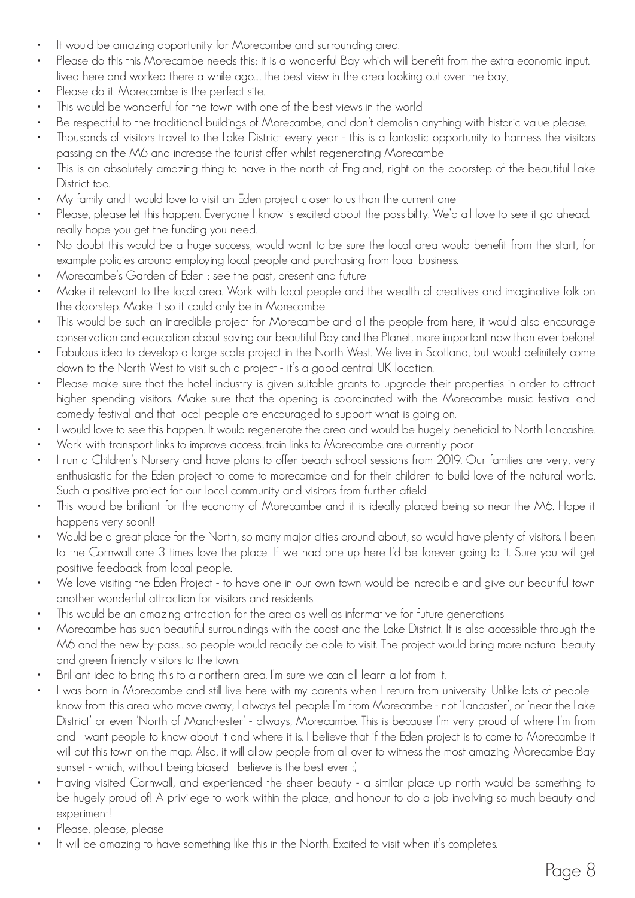- It would be amazing opportunity for Morecombe and surrounding area.
- Please do this this Morecambe needs this; it is a wonderful Bay which will benefit from the extra economic input. I lived here and worked there a while ago..... the best view in the area looking out over the bay,
- Please do it. Morecambe is the perfect site.
- This would be wonderful for the town with one of the best views in the world
- Be respectful to the traditional buildings of Morecambe, and don't demolish anything with historic value please.
- Thousands of visitors travel to the Lake District every year - this is a fantastic opportunity to harness the visitors passing on the M6 and increase the tourist offer whilst regenerating Morecambe
- This is an absolutely amazing thing to have in the north of England, right on the doorstep of the beautiful Lake District too.
- My family and I would love to visit an Eden project closer to us than the current one
- Please, please let this happen. Everyone I know is excited about the possibility. We'd all love to see it go ahead. I really hope you get the funding you need.
- No doubt this would be a huge success, would want to be sure the local area would benefit from the start, for example policies around employing local people and purchasing from local business.
- Morecambe's Garden of Eden : see the past, present and future
- Make it relevant to the local area. Work with local people and the wealth of creatives and imaginative folk on the doorstep. Make it so it could only be in Morecambe.
- This would be such an incredible project for Morecambe and all the people from here, it would also encourage conservation and education about saving our beautiful Bay and the Planet, more important now than ever before!
- Fabulous idea to develop a large scale project in the North West. We live in Scotland, but would definitely come down to the North West to visit such a project - it's a good central UK location.
- Please make sure that the hotel industry is given suitable grants to upgrade their properties in order to attract higher spending visitors. Make sure that the opening is coordinated with the Morecambe music festival and comedy festival and that local people are encouraged to support what is going on.
- I would love to see this happen. It would regenerate the area and would be hugely beneficial to North Lancashire.
- Work with transport links to improve access...train links to Morecambe are currently poor
- I run a Children's Nursery and have plans to offer beach school sessions from 2019. Our families are very, very enthusiastic for the Eden project to come to morecambe and for their children to build love of the natural world. Such a positive project for our local community and visitors from further afield.
- This would be brilliant for the economy of Morecambe and it is ideally placed being so near the M6. Hope it happens very soon!!
- Would be a great place for the North, so many major cities around about, so would have plenty of visitors. I been to the Cornwall one 3 times love the place. If we had one up here I'd be forever going to it. Sure you will get positive feedback from local people.
- We love visiting the Eden Project - to have one in our own town would be incredible and give our beautiful town another wonderful attraction for visitors and residents.
- This would be an amazing attraction for the area as well as informative for future generations
- Morecambe has such beautiful surroundings with the coast and the Lake District. It is also accessible through the M6 and the new by-pass... so people would readily be able to visit. The project would bring more natural beauty and green friendly visitors to the town.
- Brilliant idea to bring this to a northern area. I'm sure we can all learn a lot from it.
- I was born in Morecambe and still live here with my parents when I return from university. Unlike lots of people I know from this area who move away, I always tell people I'm from Morecambe - not 'Lancaster', or 'near the Lake District' or even 'North of Manchester' - always, Morecambe. This is because I'm very proud of where I'm from and I want people to know about it and where it is. I believe that if the Eden project is to come to Morecambe it will put this town on the map. Also, it will allow people from all over to witness the most amazing Morecambe Bay sunset - which, without being biased I believe is the best ever :)
- Having visited Cornwall, and experienced the sheer beauty - a similar place up north would be something to be hugely proud of! A privilege to work within the place, and honour to do a job involving so much beauty and experiment!
- Please, please, please
- It will be amazing to have something like this in the North. Excited to visit when it's completes.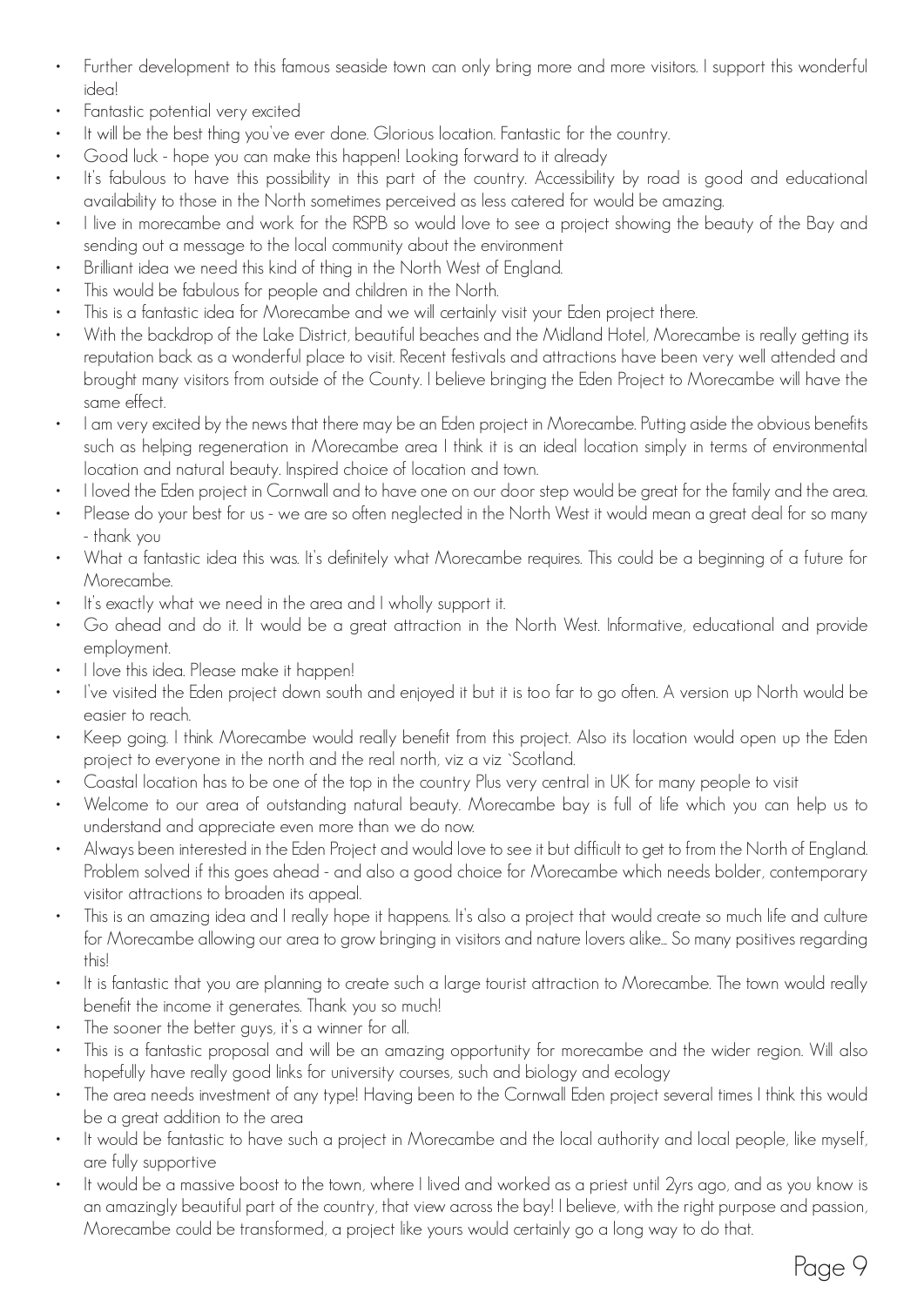- Further development to this famous seaside town can only bring more and more visitors. I support this wonderful idea!
- Fantastic potential very excited
- It will be the best thing you've ever done. Glorious location. Fantastic for the country.
- Good luck - hope you can make this happen! Looking forward to it already
- It's fabulous to have this possibility in this part of the country. Accessibility by road is good and educational availability to those in the North sometimes perceived as less catered for would be amazing.
- I live in morecambe and work for the RSPB so would love to see a project showing the beauty of the Bay and sending out a message to the local community about the environment
- Brilliant idea we need this kind of thing in the North West of England.
- This would be fabulous for people and children in the North.
- This is a fantastic idea for Morecambe and we will certainly visit your Eden project there.
- With the backdrop of the Lake District, beautiful beaches and the Midland Hotel, Morecambe is really getting its reputation back as a wonderful place to visit. Recent festivals and attractions have been very well attended and brought many visitors from outside of the County. I believe bringing the Eden Project to Morecambe will have the same effect.
- I am very excited by the news that there may be an Eden project in Morecambe. Putting aside the obvious benefits such as helping regeneration in Morecambe area I think it is an ideal location simply in terms of environmental location and natural beauty. Inspired choice of location and town.
- I loved the Eden project in Cornwall and to have one on our door step would be great for the family and the area.
- Please do your best for us - we are so often neglected in the North West it would mean a great deal for so many - thank you
- What a fantastic idea this was. It's definitely what Morecambe requires. This could be a beginning of a future for Morecambe.
- It's exactly what we need in the area and I wholly support it.
- Go ahead and do it. It would be a great attraction in the North West. Informative, educational and provide employment.
- I love this idea. Please make it happen!
- I've visited the Eden project down south and enjoyed it but it is too far to go often. A version up North would be easier to reach.
- Keep going. I think Morecambe would really benefit from this project. Also its location would open up the Eden project to everyone in the north and the real north, viz a viz `Scotland.
- Coastal location has to be one of the top in the country Plus very central in UK for many people to visit
- Welcome to our area of outstanding natural beauty. Morecambe bay is full of life which you can help us to understand and appreciate even more than we do now.
- Always been interested in the Eden Project and would love to see it but difficult to get to from the North of England. Problem solved if this goes ahead - and also a good choice for Morecambe which needs bolder, contemporary visitor attractions to broaden its appeal.
- This is an amazing idea and I really hope it happens. It's also a project that would create so much life and culture for Morecambe allowing our area to grow bringing in visitors and nature lovers alike... So many positives regarding this!
- It is fantastic that you are planning to create such a large tourist attraction to Morecambe. The town would really benefit the income it generates. Thank you so much!
- The sooner the better guys, it's a winner for all.
- This is a fantastic proposal and will be an amazing opportunity for morecambe and the wider region. Will also hopefully have really good links for university courses, such and biology and ecology
- The area needs investment of any type! Having been to the Cornwall Eden project several times I think this would be a great addition to the area
- It would be fantastic to have such a project in Morecambe and the local authority and local people, like myself, are fully supportive
- It would be a massive boost to the town, where I lived and worked as a priest until 2yrs ago, and as you know is an amazingly beautiful part of the country, that view across the bay! I believe, with the right purpose and passion, Morecambe could be transformed, a project like yours would certainly go a long way to do that.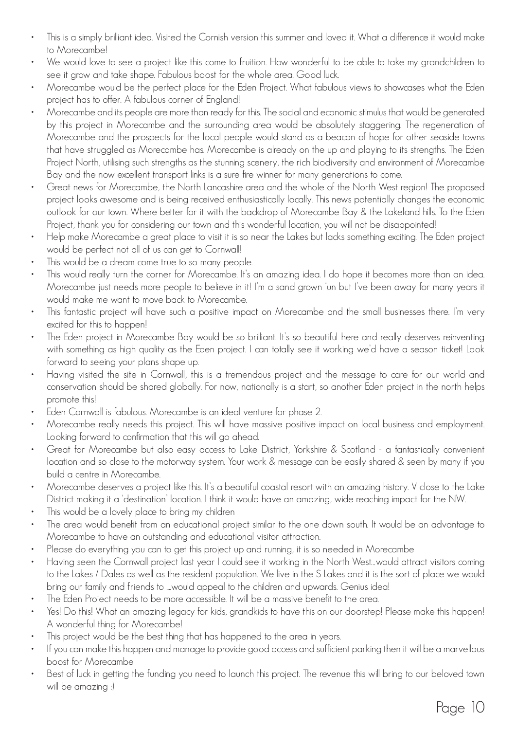- This is a simply brilliant idea. Visited the Cornish version this summer and loved it. What a difference it would make to Morecambe!
- We would love to see a project like this come to fruition. How wonderful to be able to take my grandchildren to see it grow and take shape. Fabulous boost for the whole area. Good luck.
- Morecambe would be the perfect place for the Eden Project. What fabulous views to showcases what the Eden project has to offer. A fabulous corner of England!
- Morecambe and its people are more than ready for this. The social and economic stimulus that would be generated by this project in Morecambe and the surrounding area would be absolutely staggering. The regeneration of Morecambe and the prospects for the local people would stand as a beacon of hope for other seaside towns that have struggled as Morecambe has. Morecambe is already on the up and playing to its strengths. The Eden Project North, utilising such strengths as the stunning scenery, the rich biodiversity and environment of Morecambe Bay and the now excellent transport links is a sure fire winner for many generations to come.
- Great news for Morecambe, the North Lancashire area and the whole of the North West region! The proposed project looks awesome and is being received enthusiastically locally. This news potentially changes the economic outlook for our town. Where better for it with the backdrop of Morecambe Bay & the Lakeland hills. To the Eden Project, thank you for considering our town and this wonderful location, you will not be disappointed!
- Help make Morecambe a great place to visit it is so near the Lakes but lacks something exciting. The Eden project would be perfect not all of us can get to Cornwall!
- This would be a dream come true to so many people.
- This would really turn the corner for Morecambe. It's an amazing idea. I do hope it becomes more than an idea. Morecambe just needs more people to believe in it! I'm a sand grown 'un but I've been away for many years it would make me want to move back to Morecambe.
- This fantastic project will have such a positive impact on Morecambe and the small businesses there. I'm very excited for this to happen!
- The Eden project in Morecambe Bay would be so brilliant. It's so beautiful here and really deserves reinventing with something as high quality as the Eden project. I can totally see it working we'd have a season ticket! Look forward to seeing your plans shape up.
- Having visited the site in Cornwall, this is a tremendous project and the message to care for our world and conservation should be shared globally. For now, nationally is a start, so another Eden project in the north helps promote this!
- Eden Cornwall is fabulous. Morecambe is an ideal venture for phase 2.
- Morecambe really needs this project. This will have massive positive impact on local business and employment. Looking forward to confirmation that this will go ahead.
- Great for Morecambe but also easy access to Lake District, Yorkshire & Scotland - a fantastically convenient location and so close to the motorway system. Your work & message can be easily shared & seen by many if you build a centre in Morecambe.
- Morecambe deserves a project like this. It's a beautiful coastal resort with an amazing history. V close to the Lake District making it a 'destination' location. I think it would have an amazing, wide reaching impact for the NW.
- This would be a lovely place to bring my children
- The area would benefit from an educational project similar to the one down south. It would be an advantage to Morecambe to have an outstanding and educational visitor attraction.
- Please do everything you can to get this project up and running, it is so needed in Morecambe
- Having seen the Cornwall project last year I could see it working in the North West...would attract visitors coming to the Lakes / Dales as well as the resident population. We live in the S Lakes and it is the sort of place we would bring our family and friends to ....would appeal to the children and upwards. Genius idea!
- The Eden Project needs to be more accessible. It will be a massive benefit to the area.
- Yes! Do this! What an amazing legacy for kids, grandkids to have this on our doorstep! Please make this happen! A wonderful thing for Morecambe!
- This project would be the best thing that has happened to the area in years.
- If you can make this happen and manage to provide good access and sufficient parking then it will be a marvellous boost for Morecambe
- Best of luck in getting the funding you need to launch this project. The revenue this will bring to our beloved town will be amazing :)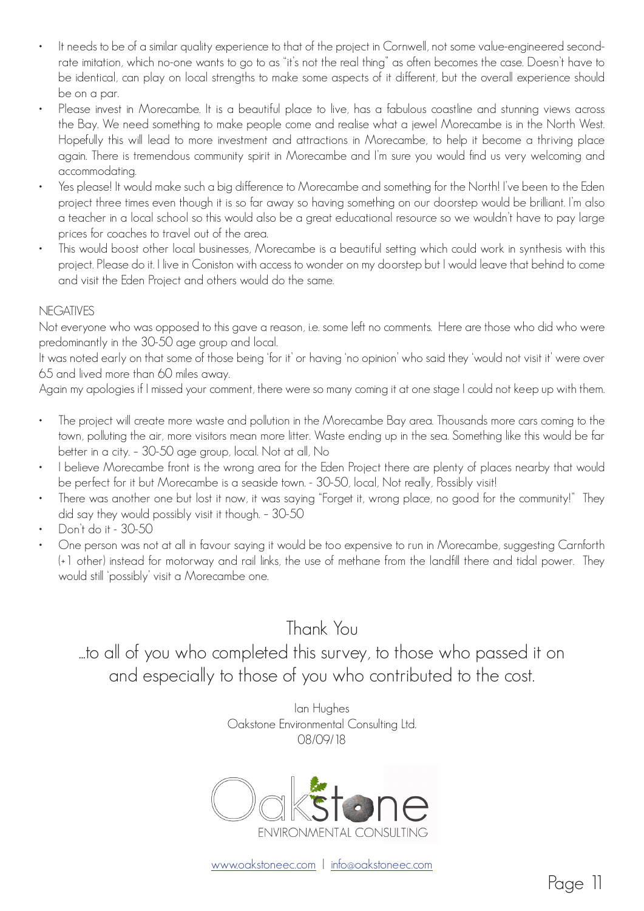- It needs to be of a similar quality experience to that of the project in Cornwell, not some value-engineered second-rate imitation, which no-one wants to go to as "it's not the real thing" as often becomes the case. Doesn't have to be identical, can play on local strengths to make some aspects of it different, but the overall experience should be on a par.
- Please invest in Morecambe. It is a beautiful place to live, has a fabulous coastline and stunning views across the Bay. We need something to make people come and realise what a jewel Morecambe is in the North West. Hopefully this will lead to more investment and attractions in Morecambe, to help it become a thriving place again. There is tremendous community spirit in Morecambe and I'm sure you would find us very welcoming and accommodating.
- Yes please! It would make such a big difference to Morecambe and something for the North! I've been to the Eden project three times even though it is so far away so having something on our doorstep would be brilliant. I'm also a teacher in a local school so this would also be a great educational resource so we wouldn't have to pay large prices for coaches to travel out of the area.
- This would boost other local businesses, Morecambe is a beautiful setting which could work in synthesis with this project. Please do it. I live in Coniston with access to wonder on my doorstep but I would leave that behind to come and visit the Eden Project and others would do the same.

NEGATIVES

Not everyone who was opposed to this gave a reason, i.e. some left no comments. Here are those who did who were predominantly in the 30-50 age group and local.

It was noted early on that some of those being 'for it' or having 'no opinion' who said they 'would not visit it' were over 65 and lived more than 60 miles away.

Again my apologies if I missed your comment, there were so many coming it at one stage I could not keep up with them.

- The project will create more waste and pollution in the Morecambe Bay area. Thousands more cars coming to the town, polluting the air, more visitors mean more litter. Waste ending up in the sea. Something like this would be far better in a city. – 30-50 age group, local. Not at all, No
- I believe Morecambe front is the wrong area for the Eden Project there are plenty of places nearby that would be perfect for it but Morecambe is a seaside town. - 30-50, local, Not really, Possibly visit!
- There was another one but lost it now, it was saying "Forget it, wrong place, no good for the community!" They did say they would possibly visit it though. – 30-50
- Don't do it - 30-50
- One person was not at all in favour saying it would be too expensive to run in Morecambe, suggesting Carnforth (+1 other) instead for motorway and rail links, the use of methane from the landfill there and tidal power. They would still 'possibly' visit a Morecambe one.

## Thank You

…to all of you who completed this survey, to those who passed it on and especially to those of you who contributed to the cost.

Ian Hughes
Oakstone Environmental Consulting Ltd.
08/09/18

Oakstone ENVIRONMENTAL CONSULTING

www.oakstoneec.com | info@oakstoneec.com